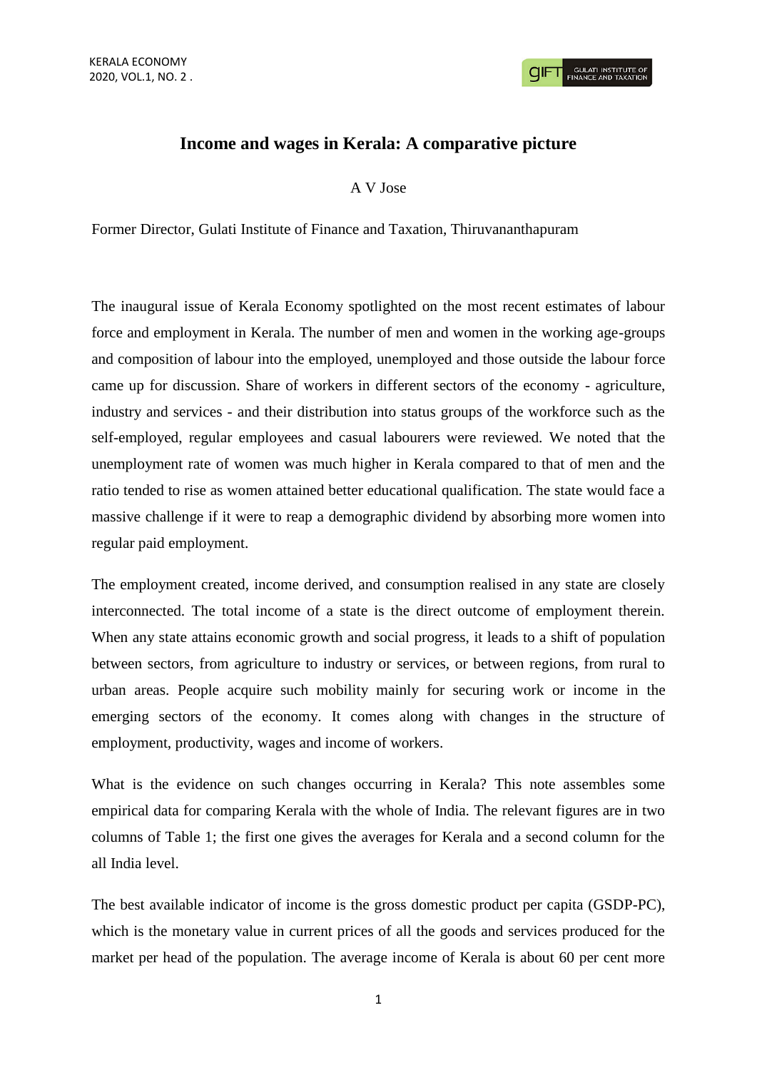# Income and wages in Kerala: A comparative picture

A V Jose

Former Director, Gulati Institute of Finance and Taxation, Thiruvananthapuram

The inaugural issue of Kerala Economy spotlighted on the most recent estimates of labour force and employment in Kerala. The number of men and women in the working age-groups and composition of labour into the employed, unemployed and those outside the labour force came up for discussion. Share of workers in different sectors of the economy - agriculture, industry and services - and their distribution into status groups of the workforce such as the self-employed, regular employees and casual labourers were reviewed. We noted that the unemployment rate of women was much higher in Kerala compared to that of men and the ratio tended to rise as women attained better educational qualification. The state would face a massive challenge if it were to reap a demographic dividend by absorbing more women into regular paid employment.

The employment created, income derived, and consumption realised in any state are closely interconnected. The total income of a state is the direct outcome of employment therein. When any state attains economic growth and social progress, it leads to a shift of population between sectors, from agriculture to industry or services, or between regions, from rural to urban areas. People acquire such mobility mainly for securing work or income in the emerging sectors of the economy. It comes along with changes in the structure of employment, productivity, wages and income of workers.

What is the evidence on such changes occurring in Kerala? This note assembles some empirical data for comparing Kerala with the whole of India. The relevant figures are in two columns of Table 1; the first one gives the averages for Kerala and a second column for the all India level.

The best available indicator of income is the gross domestic product per capita (GSDP-PC), which is the monetary value in current prices of all the goods and services produced for the market per head of the population. The average income of Kerala is about 60 per cent more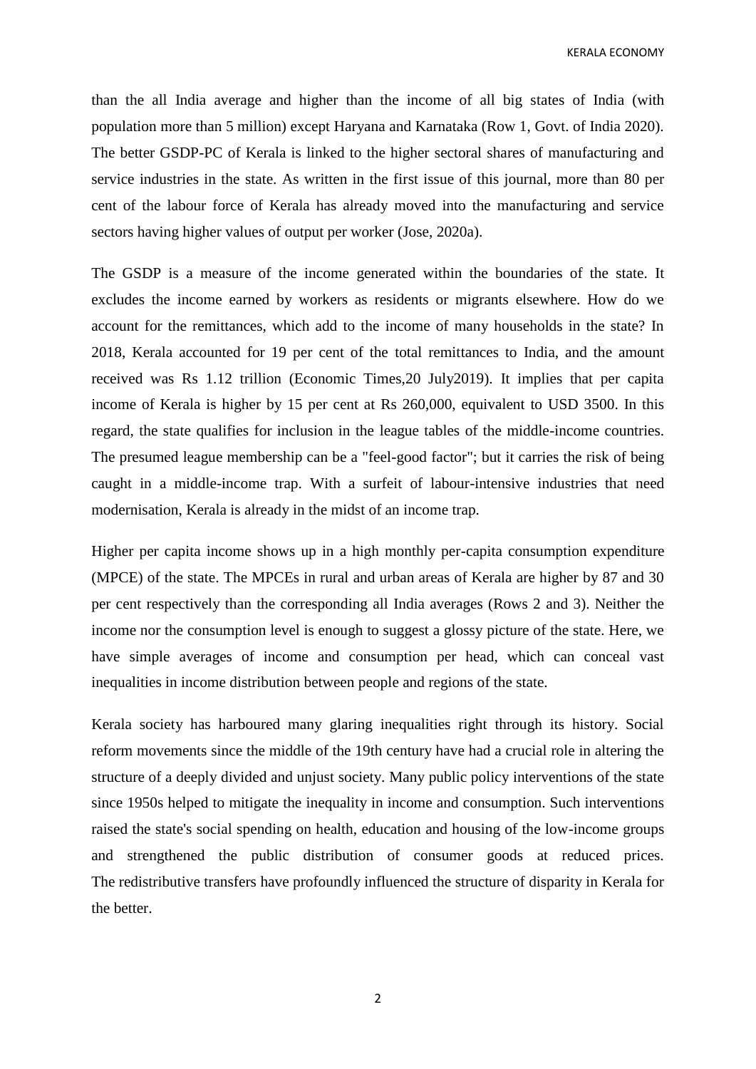than the all India average and higher than the income of all big states of India (with population more than 5 million) except Haryana and Karnataka (Row 1, Govt. of India 2020). The better GSDP-PC of Kerala is linked to the higher sectoral shares of manufacturing and service industries in the state. As written in the first issue of this journal, more than 80 per cent of the labour force of Kerala has already moved into the manufacturing and service sectors having higher values of output per worker (Jose, 2020a).

The GSDP is a measure of the income generated within the boundaries of the state. It excludes the income earned by workers as residents or migrants elsewhere. How do we account for the remittances, which add to the income of many households in the state? In 2018, Kerala accounted for 19 per cent of the total remittances to India, and the amount received was Rs 1.12 trillion (Economic Times,20 July2019). It implies that per capita income of Kerala is higher by 15 per cent at Rs 260,000, equivalent to USD 3500. In this regard, the state qualifies for inclusion in the league tables of the middle-income countries. The presumed league membership can be a "feel-good factor"; but it carries the risk of being caught in a middle-income trap. With a surfeit of labour-intensive industries that need modernisation, Kerala is already in the midst of an income trap.

Higher per capita income shows up in a high monthly per-capita consumption expenditure (MPCE) of the state. The MPCEs in rural and urban areas of Kerala are higher by 87 and 30 per cent respectively than the corresponding all India averages (Rows 2 and 3). Neither the income nor the consumption level is enough to suggest a glossy picture of the state. Here, we have simple averages of income and consumption per head, which can conceal vast inequalities in income distribution between people and regions of the state.

Kerala society has harboured many glaring inequalities right through its history. Social reform movements since the middle of the 19th century have had a crucial role in altering the structure of a deeply divided and unjust society. Many public policy interventions of the state since 1950s helped to mitigate the inequality in income and consumption. Such interventions raised the state's social spending on health, education and housing of the low-income groups and strengthened the public distribution of consumer goods at reduced prices. The redistributive transfers have profoundly influenced the structure of disparity in Kerala for the better.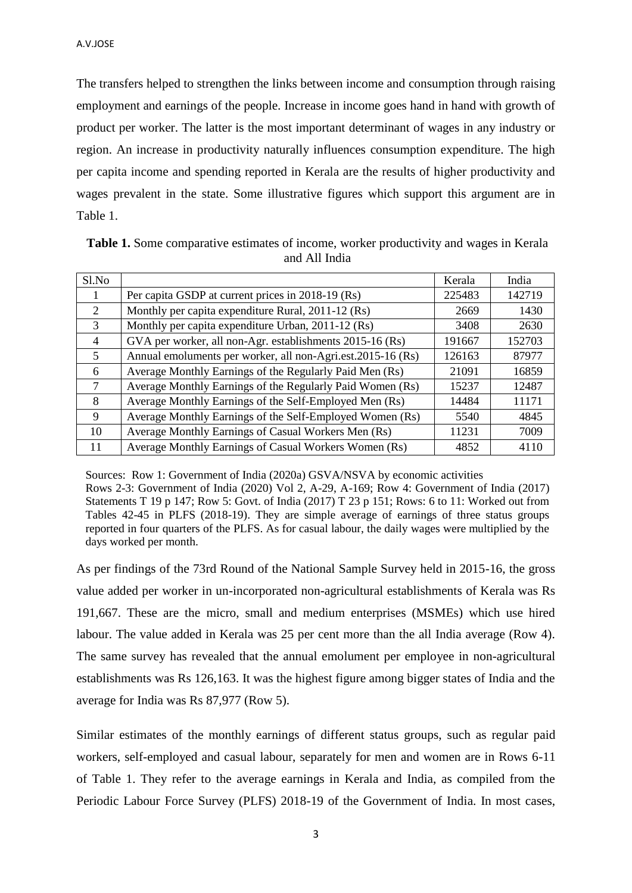The transfers helped to strengthen the links between income and consumption through raising employment and earnings of the people. Increase in income goes hand in hand with growth of product per worker. The latter is the most important determinant of wages in any industry or region. An increase in productivity naturally influences consumption expenditure. The high per capita income and spending reported in Kerala are the results of higher productivity and wages prevalent in the state. Some illustrative figures which support this argument are in Table 1.

**Table 1.** Some comparative estimates of income, worker productivity and wages in Kerala and All India

| Sl.No | | Kerala | India |
|---|---|---|---|
| 1 | Per capita GSDP at current prices in 2018-19 (Rs) | 225483 | 142719 |
| 2 | Monthly per capita expenditure Rural, 2011-12 (Rs) | 2669 | 1430 |
| 3 | Monthly per capita expenditure Urban, 2011-12 (Rs) | 3408 | 2630 |
| 4 | GVA per worker, all non-Agr. establishments 2015-16 (Rs) | 191667 | 152703 |
| 5 | Annual emoluments per worker, all non-Agri.est.2015-16 (Rs) | 126163 | 87977 |
| 6 | Average Monthly Earnings of the Regularly Paid Men (Rs) | 21091 | 16859 |
| 7 | Average Monthly Earnings of the Regularly Paid Women (Rs) | 15237 | 12487 |
| 8 | Average Monthly Earnings of the Self-Employed Men (Rs) | 14484 | 11171 |
| 9 | Average Monthly Earnings of the Self-Employed Women (Rs) | 5540 | 4845 |
| 10 | Average Monthly Earnings of Casual Workers Men (Rs) | 11231 | 7009 |
| 11 | Average Monthly Earnings of Casual Workers Women (Rs) | 4852 | 4110 |

Sources: Row 1: Government of India (2020a) GSVA/NSVA by economic activities
Rows 2-3: Government of India (2020) Vol 2, A-29, A-169; Row 4: Government of India (2017) Statements T 19 p 147; Row 5: Govt. of India (2017) T 23 p 151; Rows: 6 to 11: Worked out from Tables 42-45 in PLFS (2018-19). They are simple average of earnings of three status groups reported in four quarters of the PLFS. As for casual labour, the daily wages were multiplied by the days worked per month.

As per findings of the 73rd Round of the National Sample Survey held in 2015-16, the gross value added per worker in un-incorporated non-agricultural establishments of Kerala was Rs 191,667. These are the micro, small and medium enterprises (MSMEs) which use hired labour. The value added in Kerala was 25 per cent more than the all India average (Row 4). The same survey has revealed that the annual emolument per employee in non-agricultural establishments was Rs 126,163. It was the highest figure among bigger states of India and the average for India was Rs 87,977 (Row 5).

Similar estimates of the monthly earnings of different status groups, such as regular paid workers, self-employed and casual labour, separately for men and women are in Rows 6-11 of Table 1. They refer to the average earnings in Kerala and India, as compiled from the Periodic Labour Force Survey (PLFS) 2018-19 of the Government of India. In most cases,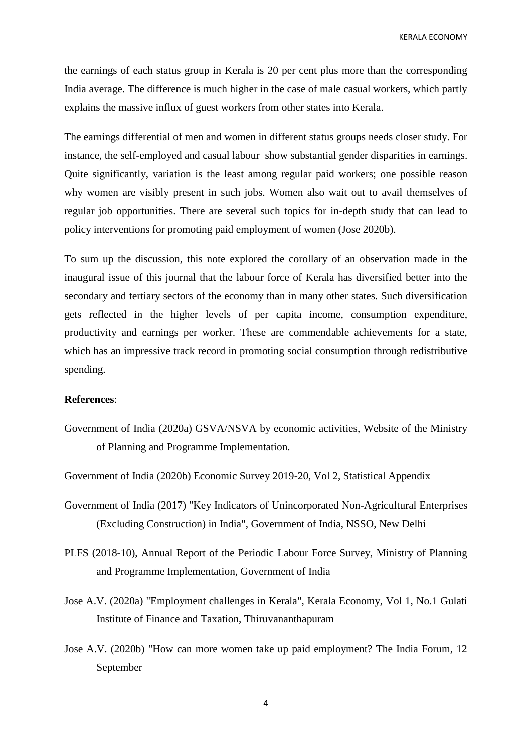the earnings of each status group in Kerala is 20 per cent plus more than the corresponding India average. The difference is much higher in the case of male casual workers, which partly explains the massive influx of guest workers from other states into Kerala.

The earnings differential of men and women in different status groups needs closer study. For instance, the self-employed and casual labour show substantial gender disparities in earnings. Quite significantly, variation is the least among regular paid workers; one possible reason why women are visibly present in such jobs. Women also wait out to avail themselves of regular job opportunities. There are several such topics for in-depth study that can lead to policy interventions for promoting paid employment of women (Jose 2020b).

To sum up the discussion, this note explored the corollary of an observation made in the inaugural issue of this journal that the labour force of Kerala has diversified better into the secondary and tertiary sectors of the economy than in many other states. Such diversification gets reflected in the higher levels of per capita income, consumption expenditure, productivity and earnings per worker. These are commendable achievements for a state, which has an impressive track record in promoting social consumption through redistributive spending.

**References**:

Government of India (2020a) GSVA/NSVA by economic activities, Website of the Ministry of Planning and Programme Implementation.

Government of India (2020b) Economic Survey 2019-20, Vol 2, Statistical Appendix

Government of India (2017) "Key Indicators of Unincorporated Non-Agricultural Enterprises (Excluding Construction) in India", Government of India, NSSO, New Delhi

PLFS (2018-10), Annual Report of the Periodic Labour Force Survey, Ministry of Planning and Programme Implementation, Government of India

Jose A.V. (2020a) "Employment challenges in Kerala", Kerala Economy, Vol 1, No.1 Gulati Institute of Finance and Taxation, Thiruvananthapuram

Jose A.V. (2020b) "How can more women take up paid employment? The India Forum, 12 September